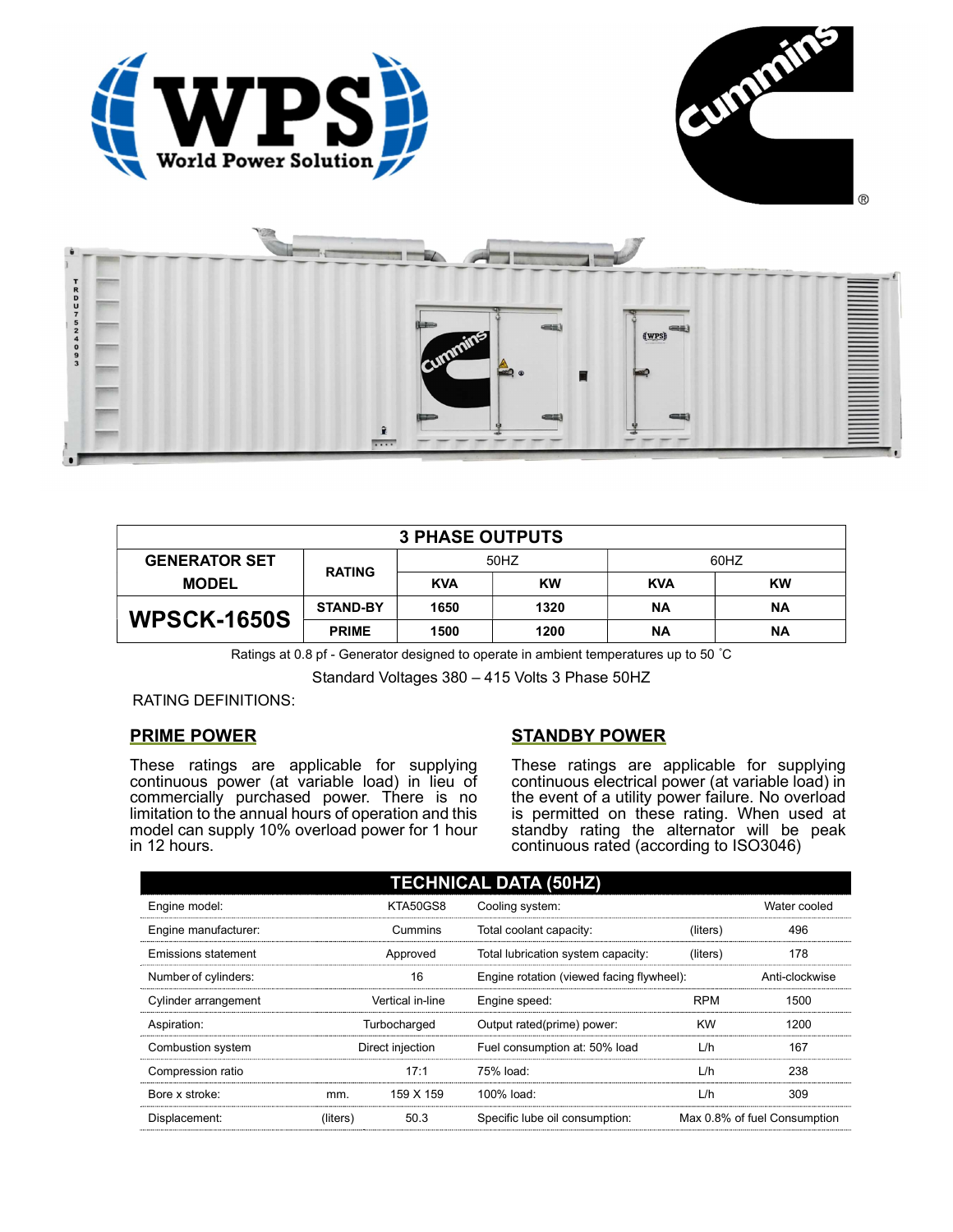| 3 PHASE OUTPUTS | | | | | |
|---|---|---|---|---|---|
| GENERATOR SET MODEL | RATING | 50HZ | | 60HZ | |
| | | KVA | KW | KVA | KW |
| **WPSCK-1650S** | STAND-BY | 1650 | 1320 | NA | NA |
| | PRIME | 1500 | 1200 | NA | NA |

Ratings at 0.8 pf - Generator designed to operate in ambient temperatures up to 50 ˚C

Standard Voltages 380 – 415 Volts 3 Phase 50HZ

RATING DEFINITIONS:

## PRIME POWER

These ratings are applicable for supplying continuous power (at variable load) in lieu of commercially purchased power. There is no limitation to the annual hours of operation and this model can supply 10% overload power for 1 hour in 12 hours.

## STANDBY POWER

These ratings are applicable for supplying continuous electrical power (at variable load) in the event of a utility power failure. No overload is permitted on these rating. When used at standby rating the alternator will be peak continuous rated (according to ISO3046)

| TECHNICAL DATA (50HZ) | | | | | |
|---|---|---|---|---|---|
| Engine model: | | KTA50GS8 | Cooling system: | | Water cooled |
| Engine manufacturer: | | Cummins | Total coolant capacity: | (liters) | 496 |
| Emissions statement | | Approved | Total lubrication system capacity: | (liters) | 178 |
| Number of cylinders: | | 16 | Engine rotation (viewed facing flywheel): | | Anti-clockwise |
| Cylinder arrangement | | Vertical in-line | Engine speed: | RPM | 1500 |
| Aspiration: | | Turbocharged | Output rated(prime) power: | KW | 1200 |
| Combustion system | | Direct injection | Fuel consumption at: 50% load | L/h | 167 |
| Compression ratio | | 17:1 | 75% load: | L/h | 238 |
| Bore x stroke: | mm. | 159 X 159 | 100% load: | L/h | 309 |
| Displacement: | (liters) | 50.3 | Specific lube oil consumption: | | Max 0.8% of fuel Consumption |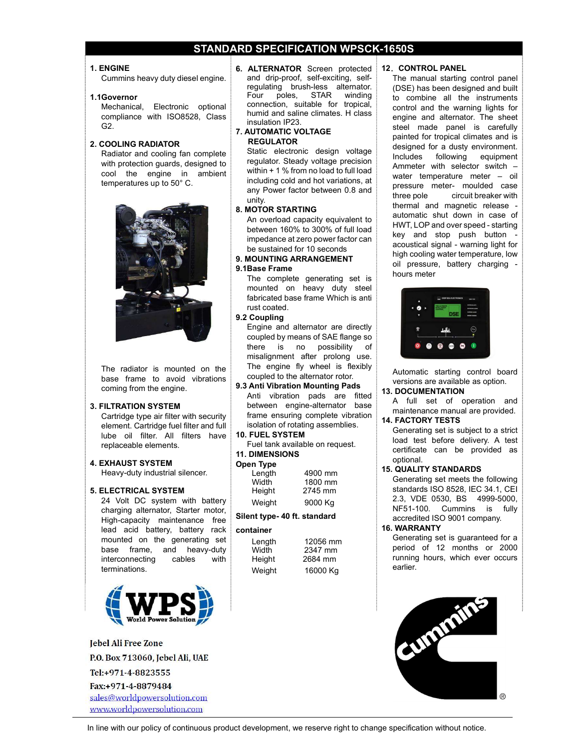# STANDARD SPECIFICATION WPSCK-1650S

## 1. ENGINE

Cummins heavy duty diesel engine.

### 1.1Governor

Mechanical, Electronic optional compliance with ISO8528, Class G2.

## 2. COOLING RADIATOR

Radiator and cooling fan complete with protection guards, designed to cool the engine in ambient temperatures up to 50° C.

The radiator is mounted on the base frame to avoid vibrations coming from the engine.

## 3. FILTRATION SYSTEM

Cartridge type air filter with security element. Cartridge fuel filter and full lube oil filter. All filters have replaceable elements.

## 4. EXHAUST SYSTEM

Heavy-duty industrial silencer.

## 5. ELECTRICAL SYSTEM

24 Volt DC system with battery charging alternator, Starter motor, High-capacity maintenance free lead acid battery, battery rack mounted on the generating set base frame, and heavy-duty interconnecting cables with terminations.

Jebel Ali Free Zone
P.O. Box 713060, Jebel Ali, UAE
Tel:+971-4-8823555
Fax:+971-4-8879484
sales@worldpowersolution.com
www.worldpowersolution.com

## 6. ALTERNATOR

Screen protected and drip-proof, self-exciting, self-regulating brush-less alternator. Four poles, STAR winding connection, suitable for tropical, humid and saline climates. H class insulation IP23.

## 7. AUTOMATIC VOLTAGE REGULATOR

Static electronic design voltage regulator. Steady voltage precision within + 1 % from no load to full load including cold and hot variations, at any Power factor between 0.8 and unity.

## 8. MOTOR STARTING

An overload capacity equivalent to between 160% to 300% of full load impedance at zero power factor can be sustained for 10 seconds

## 9. MOUNTING ARRANGEMENT

### 9.1Base Frame

The complete generating set is mounted on heavy duty steel fabricated base frame Which is anti rust coated.

### 9.2 Coupling

Engine and alternator are directly coupled by means of SAE flange so there is no possibility of misalignment after prolong use. The engine fly wheel is flexibly coupled to the alternator rotor.

### 9.3 Anti Vibration Mounting Pads

Anti vibration pads are fitted between engine-alternator base frame ensuring complete vibration isolation of rotating assemblies.

## 10. FUEL SYSTEM

Fuel tank available on request.

## 11. DIMENSIONS

**Open Type**

| | |
|---|---|
| Length | 4900 mm |
| Width | 1800 mm |
| Height | 2745 mm |
| Weight | 9000 Kg |

**Silent type- 40 ft. standard container**

| | |
|---|---|
| Length | 12056 mm |
| Width | 2347 mm |
| Height | 2684 mm |
| Weight | 16000 Kg |

## 12. CONTROL PANEL

The manual starting control panel (DSE) has been designed and built to combine all the instruments control and the warning lights for engine and alternator. The sheet steel made panel is carefully painted for tropical climates and is designed for a dusty environment. Includes following equipment Ammeter with selector switch – water temperature meter – oil pressure meter- moulded case three pole circuit breaker with thermal and magnetic release - automatic shut down in case of HWT, LOP and over speed - starting key and stop push button - acoustical signal - warning light for high cooling water temperature, low oil pressure, battery charging - hours meter

Automatic starting control board versions are available as option.

## 13. DOCUMENTATION

A full set of operation and maintenance manual are provided.

## 14. FACTORY TESTS

Generating set is subject to a strict load test before delivery. A test certificate can be provided as optional.

## 15. QUALITY STANDARDS

Generating set meets the following standards ISO 8528, IEC 34.1, CEI 2.3, VDE 0530, BS 4999-5000, NF51-100. Cummins is fully accredited ISO 9001 company.

## 16. WARRANTY

Generating set is guaranteed for a period of 12 months or 2000 running hours, which ever occurs earlier.

In line with our policy of continuous product development, we reserve right to change specification without notice.